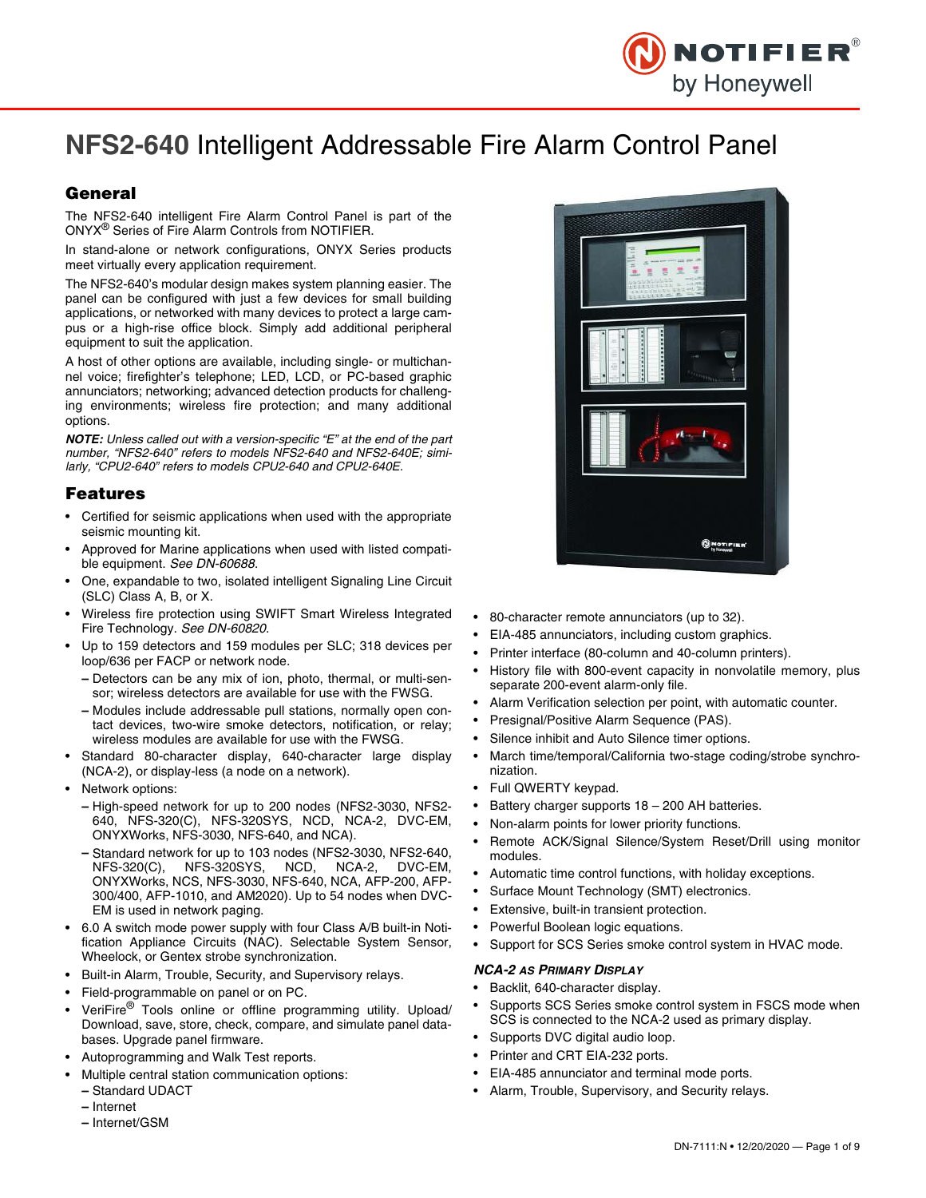# **NFS2-640** Intelligent Addressable Fire Alarm Control Panel

## General

The NFS2-640 intelligent Fire Alarm Control Panel is part of the ONYX® Series of Fire Alarm Controls from NOTIFIER.

In stand-alone or network configurations, ONYX Series products meet virtually every application requirement.

The NFS2-640's modular design makes system planning easier. The panel can be configured with just a few devices for small building applications, or networked with many devices to protect a large campus or a high-rise office block. Simply add additional peripheral equipment to suit the application.

A host of other options are available, including single- or multichannel voice; firefighter's telephone; LED, LCD, or PC-based graphic annunciators; networking; advanced detection products for challenging environments; wireless fire protection; and many additional options.

***NOTE:*** *Unless called out with a version-specific "E" at the end of the part number, "NFS2-640" refers to models NFS2-640 and NFS2-640E; similarly, "CPU2-640" refers to models CPU2-640 and CPU2-640E.*

## Features

- Certified for seismic applications when used with the appropriate seismic mounting kit.
- Approved for Marine applications when used with listed compatible equipment. *See DN-60688.*
- One, expandable to two, isolated intelligent Signaling Line Circuit (SLC) Class A, B, or X.
- Wireless fire protection using SWIFT Smart Wireless Integrated Fire Technology. *See DN-60820.*
- Up to 159 detectors and 159 modules per SLC; 318 devices per loop/636 per FACP or network node.
  - Detectors can be any mix of ion, photo, thermal, or multi-sensor; wireless detectors are available for use with the FWSG.
  - Modules include addressable pull stations, normally open contact devices, two-wire smoke detectors, notification, or relay; wireless modules are available for use with the FWSG.
- Standard 80-character display, 640-character large display (NCA-2), or display-less (a node on a network).
- Network options:
  - High-speed network for up to 200 nodes (NFS2-3030, NFS2-640, NFS-320(C), NFS-320SYS, NCD, NCA-2, DVC-EM, ONYXWorks, NFS-3030, NFS-640, and NCA).
  - Standard network for up to 103 nodes (NFS2-3030, NFS2-640, NFS-320(C), NFS-320SYS, NCD, NCA-2, DVC-EM, ONYXWorks, NCS, NFS-3030, NFS-640, NCA, AFP-200, AFP-300/400, AFP-1010, and AM2020). Up to 54 nodes when DVC-EM is used in network paging.
- 6.0 A switch mode power supply with four Class A/B built-in Notification Appliance Circuits (NAC). Selectable System Sensor, Wheelock, or Gentex strobe synchronization.
- Built-in Alarm, Trouble, Security, and Supervisory relays.
- Field-programmable on panel or on PC.
- VeriFire® Tools online or offline programming utility. Upload/Download, save, store, check, compare, and simulate panel databases. Upgrade panel firmware.
- Autoprogramming and Walk Test reports.
- Multiple central station communication options:
  - Standard UDACT
  - Internet
  - Internet/GSM
- 80-character remote annunciators (up to 32).
- EIA-485 annunciators, including custom graphics.
- Printer interface (80-column and 40-column printers).
- History file with 800-event capacity in nonvolatile memory, plus separate 200-event alarm-only file.
- Alarm Verification selection per point, with automatic counter.
- Presignal/Positive Alarm Sequence (PAS).
- Silence inhibit and Auto Silence timer options.
- March time/temporal/California two-stage coding/strobe synchronization.
- Full QWERTY keypad.
- Battery charger supports 18 – 200 AH batteries.
- Non-alarm points for lower priority functions.
- Remote ACK/Signal Silence/System Reset/Drill using monitor modules.
- Automatic time control functions, with holiday exceptions.
- Surface Mount Technology (SMT) electronics.
- Extensive, built-in transient protection.
- Powerful Boolean logic equations.
- Support for SCS Series smoke control system in HVAC mode.

### *NCA-2 as Primary Display*

- Backlit, 640-character display.
- Supports SCS Series smoke control system in FSCS mode when SCS is connected to the NCA-2 used as primary display.
- Supports DVC digital audio loop.
- Printer and CRT EIA-232 ports.
- EIA-485 annunciator and terminal mode ports.
- Alarm, Trouble, Supervisory, and Security relays.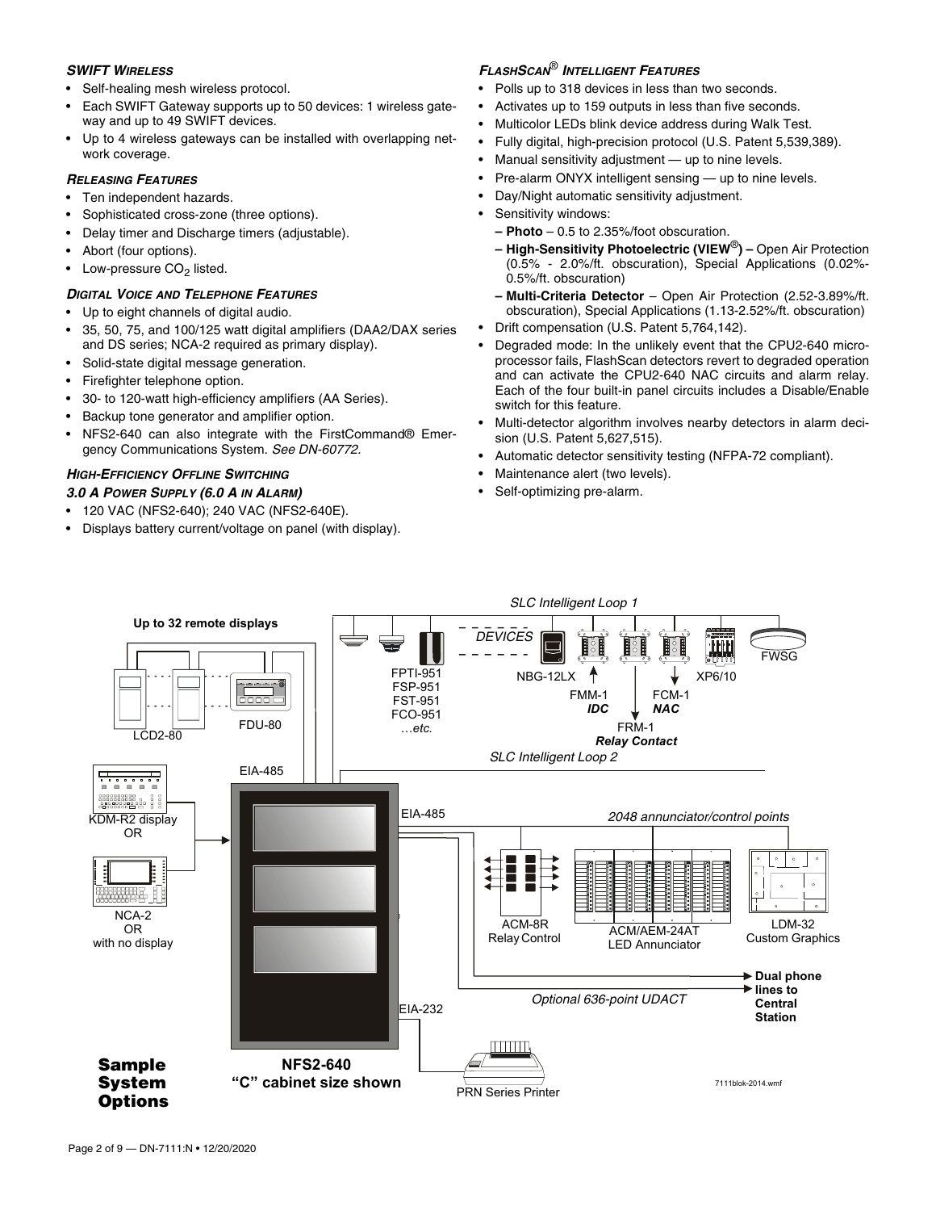### SWIFT WIRELESS

- Self-healing mesh wireless protocol.
- Each SWIFT Gateway supports up to 50 devices: 1 wireless gateway and up to 49 SWIFT devices.
- Up to 4 wireless gateways can be installed with overlapping network coverage.

### RELEASING FEATURES

- Ten independent hazards.
- Sophisticated cross-zone (three options).
- Delay timer and Discharge timers (adjustable).
- Abort (four options).
- Low-pressure $CO_2$ listed.

### DIGITAL VOICE AND TELEPHONE FEATURES

- Up to eight channels of digital audio.
- 35, 50, 75, and 100/125 watt digital amplifiers (DAA2/DAX series and DS series; NCA-2 required as primary display).
- Solid-state digital message generation.
- Firefighter telephone option.
- 30- to 120-watt high-efficiency amplifiers (AA Series).
- Backup tone generator and amplifier option.
- NFS2-640 can also integrate with the FirstCommand® Emergency Communications System. *See DN-60772.*

### HIGH-EFFICIENCY OFFLINE SWITCHING

### 3.0 A POWER SUPPLY (6.0 A IN ALARM)

- 120 VAC (NFS2-640); 240 VAC (NFS2-640E).
- Displays battery current/voltage on panel (with display).

### FLASHSCAN® INTELLIGENT FEATURES

- Polls up to 318 devices in less than two seconds.
- Activates up to 159 outputs in less than five seconds.
- Multicolor LEDs blink device address during Walk Test.
- Fully digital, high-precision protocol (U.S. Patent 5,539,389).
- Manual sensitivity adjustment — up to nine levels.
- Pre-alarm ONYX intelligent sensing — up to nine levels.
- Day/Night automatic sensitivity adjustment.
- Sensitivity windows:
  - **– Photo** – 0.5 to 2.35%/foot obscuration.
  - **– High-Sensitivity Photoelectric (VIEW®) –** Open Air Protection (0.5% - 2.0%/ft. obscuration), Special Applications (0.02%-0.5%/ft. obscuration)
  - **– Multi-Criteria Detector** – Open Air Protection (2.52-3.89%/ft. obscuration), Special Applications (1.13-2.52%/ft. obscuration)
- Drift compensation (U.S. Patent 5,764,142).
- Degraded mode: In the unlikely event that the CPU2-640 microprocessor fails, FlashScan detectors revert to degraded operation and can activate the CPU2-640 NAC circuits and alarm relay. Each of the four built-in panel circuits includes a Disable/Enable switch for this feature.
- Multi-detector algorithm involves nearby detectors in alarm decision (U.S. Patent 5,627,515).
- Automatic detector sensitivity testing (NFPA-72 compliant).
- Maintenance alert (two levels).
- Self-optimizing pre-alarm.

Up to 32 remote displays — LCD2-80, FDU-80 — EIA-485

SLC Intelligent Loop 1 — DEVICES: FPTI-951, FSP-951, FST-951, FCO-951 …etc.; NBG-12LX; FMM-1 *IDC*; FRM-1 *Relay Contact*; FCM-1 *NAC*; XP6/10; FWSG

SLC Intelligent Loop 2

KDM-R2 display OR NCA-2 OR with no display

EIA-485 — *2048 annunciator/control points* — ACM-8R Relay Control; ACM/AEM-24AT LED Annunciator; LDM-32 Custom Graphics

*Optional 636-point UDACT* — **Dual phone lines to Central Station**

EIA-232 — PRN Series Printer

**NFS2-640 "C" cabinet size shown**

**Sample System Options**

7111blok-2014.wmf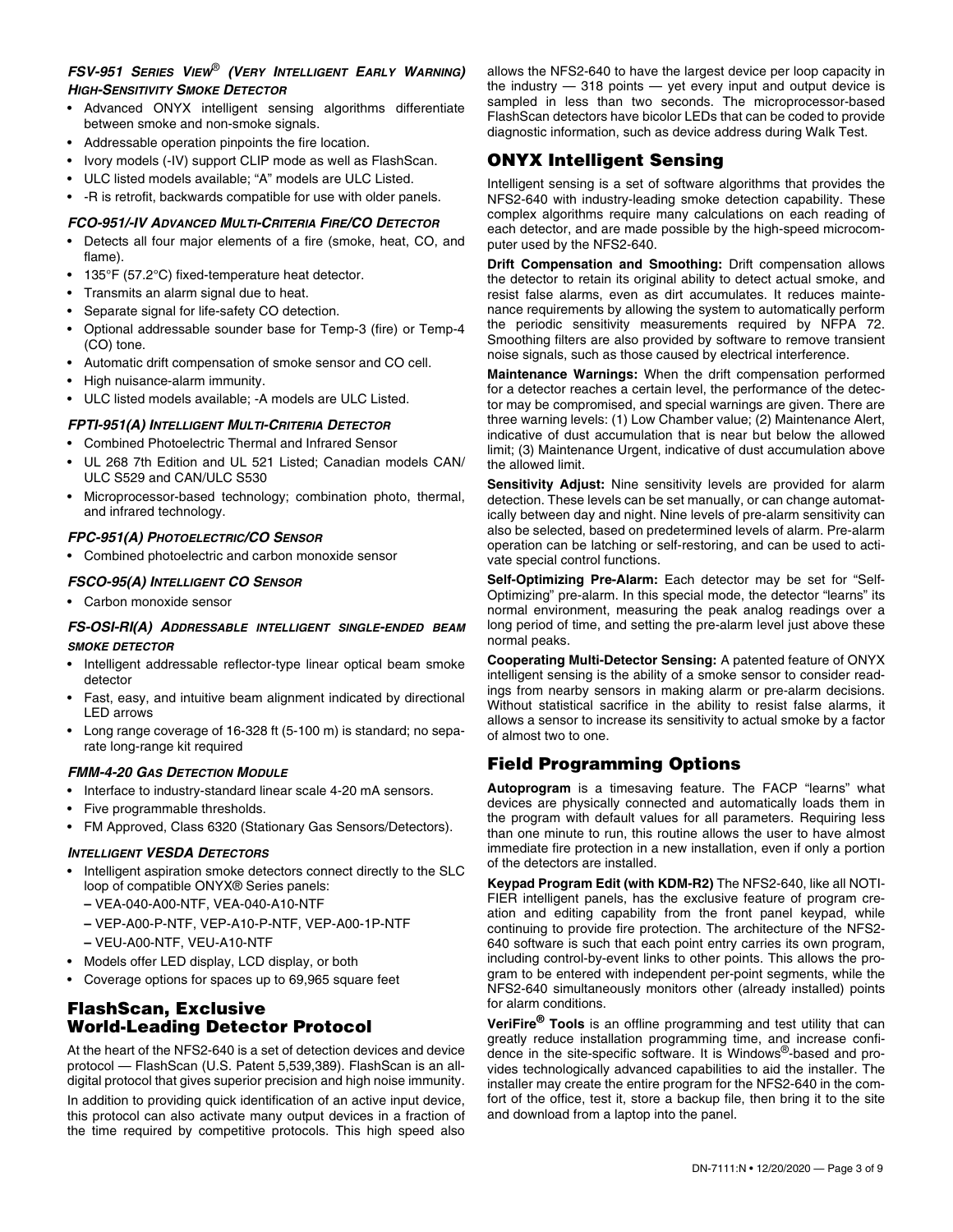#### *FSV-951 Series VIEW® (Very Intelligent Early Warning) High-Sensitivity Smoke Detector*

- Advanced ONYX intelligent sensing algorithms differentiate between smoke and non-smoke signals.
- Addressable operation pinpoints the fire location.
- Ivory models (-IV) support CLIP mode as well as FlashScan.
- ULC listed models available; "A" models are ULC Listed.
- -R is retrofit, backwards compatible for use with older panels.

#### *FCO-951/-IV Advanced Multi-Criteria Fire/CO Detector*

- Detects all four major elements of a fire (smoke, heat, CO, and flame).
- 135°F (57.2°C) fixed-temperature heat detector.
- Transmits an alarm signal due to heat.
- Separate signal for life-safety CO detection.
- Optional addressable sounder base for Temp-3 (fire) or Temp-4 (CO) tone.
- Automatic drift compensation of smoke sensor and CO cell.
- High nuisance-alarm immunity.
- ULC listed models available; -A models are ULC Listed.

#### *FPTI-951(A) Intelligent Multi-Criteria Detector*

- Combined Photoelectric Thermal and Infrared Sensor
- UL 268 7th Edition and UL 521 Listed; Canadian models CAN/ULC S529 and CAN/ULC S530
- Microprocessor-based technology; combination photo, thermal, and infrared technology.

#### *FPC-951(A) Photoelectric/CO Sensor*

- Combined photoelectric and carbon monoxide sensor

#### *FSCO-95(A) Intelligent CO Sensor*

- Carbon monoxide sensor

#### *FS-OSI-RI(A) Addressable intelligent single-ended beam smoke detector*

- Intelligent addressable reflector-type linear optical beam smoke detector
- Fast, easy, and intuitive beam alignment indicated by directional LED arrows
- Long range coverage of 16-328 ft (5-100 m) is standard; no separate long-range kit required

#### *FMM-4-20 Gas Detection Module*

- Interface to industry-standard linear scale 4-20 mA sensors.
- Five programmable thresholds.
- FM Approved, Class 6320 (Stationary Gas Sensors/Detectors).

#### *Intelligent VESDA Detectors*

- Intelligent aspiration smoke detectors connect directly to the SLC loop of compatible ONYX® Series panels:
  - VEA-040-A00-NTF, VEA-040-A10-NTF
  - VEP-A00-P-NTF, VEP-A10-P-NTF, VEP-A00-1P-NTF
  - VEU-A00-NTF, VEU-A10-NTF
- Models offer LED display, LCD display, or both
- Coverage options for spaces up to 69,965 square feet

## FlashScan, Exclusive World-Leading Detector Protocol

At the heart of the NFS2-640 is a set of detection devices and device protocol — FlashScan (U.S. Patent 5,539,389). FlashScan is an all-digital protocol that gives superior precision and high noise immunity.

In addition to providing quick identification of an active input device, this protocol can also activate many output devices in a fraction of the time required by competitive protocols. This high speed also allows the NFS2-640 to have the largest device per loop capacity in the industry — 318 points — yet every input and output device is sampled in less than two seconds. The microprocessor-based FlashScan detectors have bicolor LEDs that can be coded to provide diagnostic information, such as device address during Walk Test.

## ONYX Intelligent Sensing

Intelligent sensing is a set of software algorithms that provides the NFS2-640 with industry-leading smoke detection capability. These complex algorithms require many calculations on each reading of each detector, and are made possible by the high-speed microcomputer used by the NFS2-640.

**Drift Compensation and Smoothing:** Drift compensation allows the detector to retain its original ability to detect actual smoke, and resist false alarms, even as dirt accumulates. It reduces maintenance requirements by allowing the system to automatically perform the periodic sensitivity measurements required by NFPA 72. Smoothing filters are also provided by software to remove transient noise signals, such as those caused by electrical interference.

**Maintenance Warnings:** When the drift compensation performed for a detector reaches a certain level, the performance of the detector may be compromised, and special warnings are given. There are three warning levels: (1) Low Chamber value; (2) Maintenance Alert, indicative of dust accumulation that is near but below the allowed limit; (3) Maintenance Urgent, indicative of dust accumulation above the allowed limit.

**Sensitivity Adjust:** Nine sensitivity levels are provided for alarm detection. These levels can be set manually, or can change automatically between day and night. Nine levels of pre-alarm sensitivity can also be selected, based on predetermined levels of alarm. Pre-alarm operation can be latching or self-restoring, and can be used to activate special control functions.

**Self-Optimizing Pre-Alarm:** Each detector may be set for "Self-Optimizing" pre-alarm. In this special mode, the detector "learns" its normal environment, measuring the peak analog readings over a long period of time, and setting the pre-alarm level just above these normal peaks.

**Cooperating Multi-Detector Sensing:** A patented feature of ONYX intelligent sensing is the ability of a smoke sensor to consider readings from nearby sensors in making alarm or pre-alarm decisions. Without statistical sacrifice in the ability to resist false alarms, it allows a sensor to increase its sensitivity to actual smoke by a factor of almost two to one.

## Field Programming Options

**Autoprogram** is a timesaving feature. The FACP "learns" what devices are physically connected and automatically loads them in the program with default values for all parameters. Requiring less than one minute to run, this routine allows the user to have almost immediate fire protection in a new installation, even if only a portion of the detectors are installed.

**Keypad Program Edit (with KDM-R2)** The NFS2-640, like all NOTIFIER intelligent panels, has the exclusive feature of program creation and editing capability from the front panel keypad, while continuing to provide fire protection. The architecture of the NFS2-640 software is such that each point entry carries its own program, including control-by-event links to other points. This allows the program to be entered with independent per-point segments, while the NFS2-640 simultaneously monitors other (already installed) points for alarm conditions.

**VeriFire® Tools** is an offline programming and test utility that can greatly reduce installation programming time, and increase confidence in the site-specific software. It is Windows®-based and provides technologically advanced capabilities to aid the installer. The installer may create the entire program for the NFS2-640 in the comfort of the office, test it, store a backup file, then bring it to the site and download from a laptop into the panel.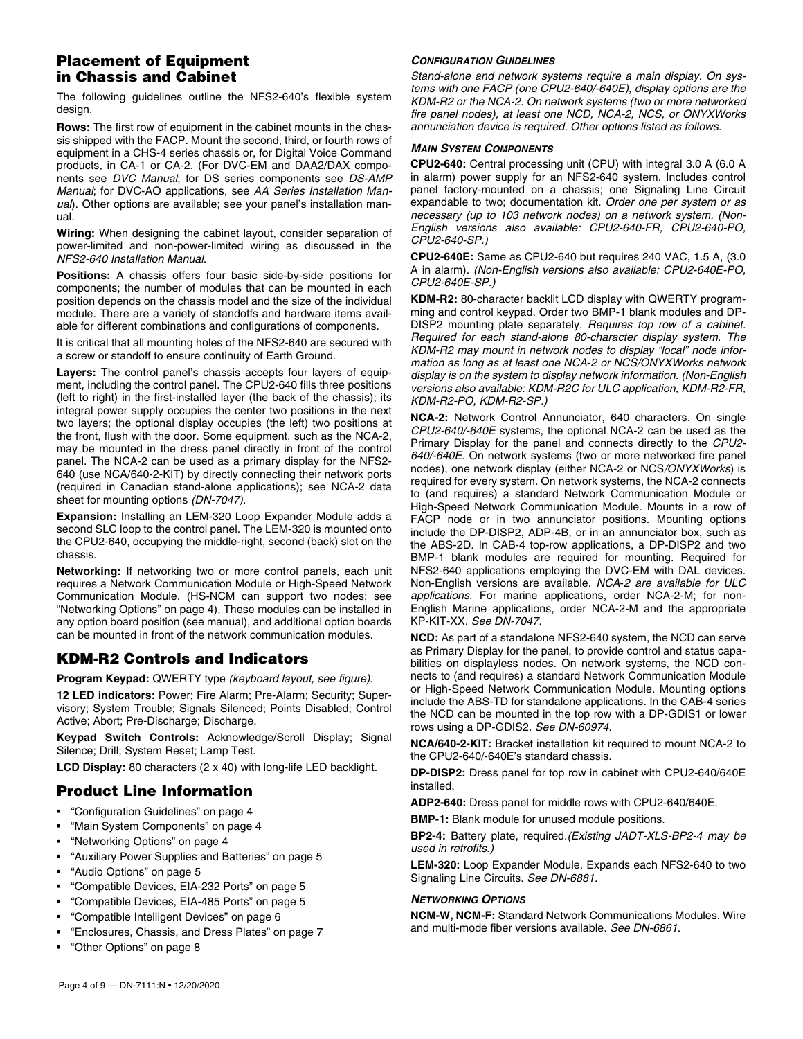## Placement of Equipment in Chassis and Cabinet

The following guidelines outline the NFS2-640's flexible system design.

**Rows:** The first row of equipment in the cabinet mounts in the chassis shipped with the FACP. Mount the second, third, or fourth rows of equipment in a CHS-4 series chassis or, for Digital Voice Command products, in CA-1 or CA-2. (For DVC-EM and DAA2/DAX components see *DVC Manual*; for DS series components see *DS-AMP Manual*; for DVC-AO applications, see *AA Series Installation Manual*). Other options are available; see your panel's installation manual.

**Wiring:** When designing the cabinet layout, consider separation of power-limited and non-power-limited wiring as discussed in the *NFS2-640 Installation Manual.*

**Positions:** A chassis offers four basic side-by-side positions for components; the number of modules that can be mounted in each position depends on the chassis model and the size of the individual module. There are a variety of standoffs and hardware items available for different combinations and configurations of components.

It is critical that all mounting holes of the NFS2-640 are secured with a screw or standoff to ensure continuity of Earth Ground.

**Layers:** The control panel's chassis accepts four layers of equipment, including the control panel. The CPU2-640 fills three positions (left to right) in the first-installed layer (the back of the chassis); its integral power supply occupies the center two positions in the next two layers; the optional display occupies (the left) two positions at the front, flush with the door. Some equipment, such as the NCA-2, may be mounted in the dress panel directly in front of the control panel. The NCA-2 can be used as a primary display for the NFS2-640 (use NCA/640-2-KIT) by directly connecting their network ports (required in Canadian stand-alone applications); see NCA-2 data sheet for mounting options *(DN-7047)*.

**Expansion:** Installing an LEM-320 Loop Expander Module adds a second SLC loop to the control panel. The LEM-320 is mounted onto the CPU2-640, occupying the middle-right, second (back) slot on the chassis.

**Networking:** If networking two or more control panels, each unit requires a Network Communication Module or High-Speed Network Communication Module. (HS-NCM can support two nodes; see "Networking Options" on page 4). These modules can be installed in any option board position (see manual), and additional option boards can be mounted in front of the network communication modules.

## KDM-R2 Controls and Indicators

**Program Keypad:** QWERTY type *(keyboard layout, see figure).*

**12 LED indicators:** Power; Fire Alarm; Pre-Alarm; Security; Supervisory; System Trouble; Signals Silenced; Points Disabled; Control Active; Abort; Pre-Discharge; Discharge.

**Keypad Switch Controls:** Acknowledge/Scroll Display; Signal Silence; Drill; System Reset; Lamp Test.

**LCD Display:** 80 characters (2 x 40) with long-life LED backlight.

## Product Line Information

- "Configuration Guidelines" on page 4
- "Main System Components" on page 4
- "Networking Options" on page 4
- "Auxiliary Power Supplies and Batteries" on page 5
- "Audio Options" on page 5
- "Compatible Devices, EIA-232 Ports" on page 5
- "Compatible Devices, EIA-485 Ports" on page 5
- "Compatible Intelligent Devices" on page 6
- "Enclosures, Chassis, and Dress Plates" on page 7
- "Other Options" on page 8

### *CONFIGURATION GUIDELINES*

*Stand-alone and network systems require a main display. On systems with one FACP (one CPU2-640/-640E), display options are the KDM-R2 or the NCA-2. On network systems (two or more networked fire panel nodes), at least one NCD, NCA-2, NCS, or ONYXWorks annunciation device is required. Other options listed as follows.*

### *MAIN SYSTEM COMPONENTS*

**CPU2-640:** Central processing unit (CPU) with integral 3.0 A (6.0 A in alarm) power supply for an NFS2-640 system. Includes control panel factory-mounted on a chassis; one Signaling Line Circuit expandable to two; documentation kit. *Order one per system or as necessary (up to 103 network nodes) on a network system. (Non-English versions also available: CPU2-640-FR, CPU2-640-PO, CPU2-640-SP.)*

**CPU2-640E:** Same as CPU2-640 but requires 240 VAC, 1.5 A, (3.0 A in alarm). *(Non-English versions also available: CPU2-640E-PO, CPU2-640E-SP.)*

**KDM-R2:** 80-character backlit LCD display with QWERTY programming and control keypad. Order two BMP-1 blank modules and DP-DISP2 mounting plate separately. *Requires top row of a cabinet. Required for each stand-alone 80-character display system. The KDM-R2 may mount in network nodes to display "local" node information as long as at least one NCA-2 or NCS/ONYXWorks network display is on the system to display network information. (Non-English versions also available: KDM-R2C for ULC application, KDM-R2-FR, KDM-R2-PO, KDM-R2-SP.)*

**NCA-2:** Network Control Annunciator, 640 characters. On single *CPU2-640/-640E* systems, the optional NCA-2 can be used as the Primary Display for the panel and connects directly to the *CPU2-640/-640E*. On network systems (two or more networked fire panel nodes), one network display (either NCA-2 or NCS/*ONYXWorks*) is required for every system. On network systems, the NCA-2 connects to (and requires) a standard Network Communication Module or High-Speed Network Communication Module. Mounts in a row of FACP node or in two annunciator positions. Mounting options include the DP-DISP2, ADP-4B, or in an annunciator box, such as the ABS-2D. In CAB-4 top-row applications, a DP-DISP2 and two BMP-1 blank modules are required for mounting. Required for NFS2-640 applications employing the DVC-EM with DAL devices. Non-English versions are available. *NCA-2 are available for ULC applications.* For marine applications, order NCA-2-M; for non-English Marine applications, order NCA-2-M and the appropriate KP-KIT-XX. *See DN-7047.*

**NCD:** As part of a standalone NFS2-640 system, the NCD can serve as Primary Display for the panel, to provide control and status capabilities on displayless nodes. On network systems, the NCD connects to (and requires) a standard Network Communication Module or High-Speed Network Communication Module. Mounting options include the ABS-TD for standalone applications. In the CAB-4 series the NCD can be mounted in the top row with a DP-GDIS1 or lower rows using a DP-GDIS2. *See DN-60974.*

**NCA/640-2-KIT:** Bracket installation kit required to mount NCA-2 to the CPU2-640/-640E's standard chassis.

**DP-DISP2:** Dress panel for top row in cabinet with CPU2-640/640E installed.

**ADP2-640:** Dress panel for middle rows with CPU2-640/640E.

**BMP-1:** Blank module for unused module positions.

**BP2-4:** Battery plate, required.*(Existing JADT-XLS-BP2-4 may be used in retrofits.)*

**LEM-320:** Loop Expander Module. Expands each NFS2-640 to two Signaling Line Circuits. *See DN-6881.*

### *NETWORKING OPTIONS*

**NCM-W, NCM-F:** Standard Network Communications Modules. Wire and multi-mode fiber versions available. *See DN-6861.*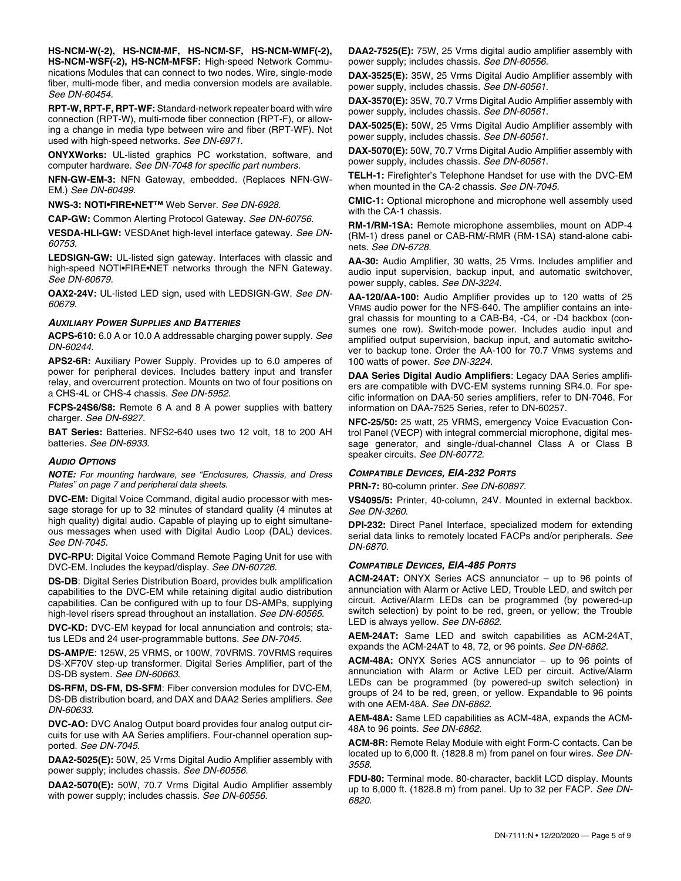**HS-NCM-W(-2), HS-NCM-MF, HS-NCM-SF, HS-NCM-WMF(-2), HS-NCM-WSF(-2), HS-NCM-MFSF:** High-speed Network Communications Modules that can connect to two nodes. Wire, single-mode fiber, multi-mode fiber, and media conversion models are available. *See DN-60454.*

**RPT-W, RPT-F, RPT-WF:** Standard-network repeater board with wire connection (RPT-W), multi-mode fiber connection (RPT-F), or allowing a change in media type between wire and fiber (RPT-WF). Not used with high-speed networks. *See DN-6971.*

**ONYXWorks:** UL-listed graphics PC workstation, software, and computer hardware. *See DN-7048 for specific part numbers.*

**NFN-GW-EM-3:** NFN Gateway, embedded. (Replaces NFN-GW-EM.) *See DN-60499.*

**NWS-3: NOTI•FIRE•NET™** Web Server. *See DN-6928.*

**CAP-GW:** Common Alerting Protocol Gateway. *See DN-60756.*

**VESDA-HLI-GW:** VESDAnet high-level interface gateway. *See DN-60753.*

**LEDSIGN-GW:** UL-listed sign gateway. Interfaces with classic and high-speed NOTI•FIRE•NET networks through the NFN Gateway. *See DN-60679.*

**OAX2-24V:** UL-listed LED sign, used with LEDSIGN-GW. *See DN-60679.*

#### *Auxiliary Power Supplies and Batteries*

**ACPS-610:** 6.0 A or 10.0 A addressable charging power supply. *See DN-60244.*

**APS2-6R:** Auxiliary Power Supply. Provides up to 6.0 amperes of power for peripheral devices. Includes battery input and transfer relay, and overcurrent protection. Mounts on two of four positions on a CHS-4L or CHS-4 chassis. *See DN-5952.*

**FCPS-24S6/S8:** Remote 6 A and 8 A power supplies with battery charger. *See DN-6927.*

**BAT Series:** Batteries. NFS2-640 uses two 12 volt, 18 to 200 AH batteries. *See DN-6933.*

#### *Audio Options*

***NOTE:** For mounting hardware, see "Enclosures, Chassis, and Dress Plates" on page 7 and peripheral data sheets.*

**DVC-EM:** Digital Voice Command, digital audio processor with message storage for up to 32 minutes of standard quality (4 minutes at high quality) digital audio. Capable of playing up to eight simultaneous messages when used with Digital Audio Loop (DAL) devices. *See DN-7045.*

**DVC-RPU**: Digital Voice Command Remote Paging Unit for use with DVC-EM. Includes the keypad/display. *See DN-60726.*

**DS-DB**: Digital Series Distribution Board, provides bulk amplification capabilities to the DVC-EM while retaining digital audio distribution capabilities. Can be configured with up to four DS-AMPs, supplying high-level risers spread throughout an installation. *See DN-60565.*

**DVC-KD:** DVC-EM keypad for local annunciation and controls; status LEDs and 24 user-programmable buttons. *See DN-7045.*

**DS-AMP/E**: 125W, 25 VRMS, or 100W, 70VRMS. 70VRMS requires DS-XF70V step-up transformer. Digital Series Amplifier, part of the DS-DB system. *See DN-60663.*

**DS-RFM, DS-FM, DS-SFM**: Fiber conversion modules for DVC-EM, DS-DB distribution board, and DAX and DAA2 Series amplifiers. *See DN-60633.*

**DVC-AO:** DVC Analog Output board provides four analog output circuits for use with AA Series amplifiers. Four-channel operation supported. *See DN-7045.*

**DAA2-5025(E):** 50W, 25 Vrms Digital Audio Amplifier assembly with power supply; includes chassis. *See DN-60556.*

**DAA2-5070(E):** 50W, 70.7 Vrms Digital Audio Amplifier assembly with power supply; includes chassis. *See DN-60556.*

**DAA2-7525(E):** 75W, 25 Vrms digital audio amplifier assembly with power supply; includes chassis. *See DN-60556.*

**DAX-3525(E):** 35W, 25 Vrms Digital Audio Amplifier assembly with power supply; includes chassis. *See DN-60561.*

**DAX-3570(E):** 35W, 70.7 Vrms Digital Audio Amplifier assembly with power supply; includes chassis. *See DN-60561.*

**DAX-5025(E):** 50W, 25 Vrms Digital Audio Amplifier assembly with power supply; includes chassis. *See DN-60561.*

**DAX-5070(E):** 50W, 70.7 Vrms Digital Audio Amplifier assembly with power supply; includes chassis. *See DN-60561.*

**TELH-1:** Firefighter's Telephone Handset for use with the DVC-EM when mounted in the CA-2 chassis. *See DN-7045.*

**CMIC-1:** Optional microphone and microphone well assembly used with the CA-1 chassis.

**RM-1/RM-1SA:** Remote microphone assemblies, mount on ADP-4 (RM-1) dress panel or CAB-RM/-RMR (RM-1SA) stand-alone cabinets. *See DN-6728.*

**AA-30:** Audio Amplifier, 30 watts, 25 Vrms. Includes amplifier and audio input supervision, backup input, and automatic switchover, power supply, cables. *See DN-3224.*

**AA-120/AA-100:** Audio Amplifier provides up to 120 watts of 25 VRMS audio power for the NFS-640. The amplifier contains an integral chassis for mounting to a CAB-B4, -C4, or -D4 backbox (consumes one row). Switch-mode power. Includes audio input and amplified output supervision, backup input, and automatic switchover to backup tone. Order the AA-100 for 70.7 VRMS systems and 100 watts of power. *See DN-3224.*

**DAA Series Digital Audio Amplifiers**: Legacy DAA Series amplifiers are compatible with DVC-EM systems running SR4.0. For specific information on DAA-50 series amplifiers, refer to DN-7046. For information on DAA-7525 Series, refer to DN-60257.

**NFC-25/50:** 25 watt, 25 VRMS, emergency Voice Evacuation Control Panel (VECP) with integral commercial microphone, digital message generator, and single-/dual-channel Class A or Class B speaker circuits. *See DN-60772.*

#### *Compatible Devices, EIA-232 Ports*

**PRN-7:** 80-column printer. *See DN-60897.*

**VS4095/5:** Printer, 40-column, 24V. Mounted in external backbox. *See DN-3260.*

**DPI-232:** Direct Panel Interface, specialized modem for extending serial data links to remotely located FACPs and/or peripherals. *See DN-6870.*

#### *Compatible Devices, EIA-485 Ports*

**ACM-24AT:** ONYX Series ACS annunciator – up to 96 points of annunciation with Alarm or Active LED, Trouble LED, and switch per circuit. Active/Alarm LEDs can be programmed (by powered-up switch selection) by point to be red, green, or yellow; the Trouble LED is always yellow. *See DN-6862.*

**AEM-24AT:** Same LED and switch capabilities as ACM-24AT, expands the ACM-24AT to 48, 72, or 96 points. *See DN-6862.*

**ACM-48A:** ONYX Series ACS annunciator – up to 96 points of annunciation with Alarm or Active LED per circuit. Active/Alarm LEDs can be programmed (by powered-up switch selection) in groups of 24 to be red, green, or yellow. Expandable to 96 points with one AEM-48A. *See DN-6862.*

**AEM-48A:** Same LED capabilities as ACM-48A, expands the ACM-48A to 96 points. *See DN-6862.*

**ACM-8R:** Remote Relay Module with eight Form-C contacts. Can be located up to 6,000 ft. (1828.8 m) from panel on four wires. *See DN-3558.*

**FDU-80:** Terminal mode. 80-character, backlit LCD display. Mounts up to 6,000 ft. (1828.8 m) from panel. Up to 32 per FACP. *See DN-6820.*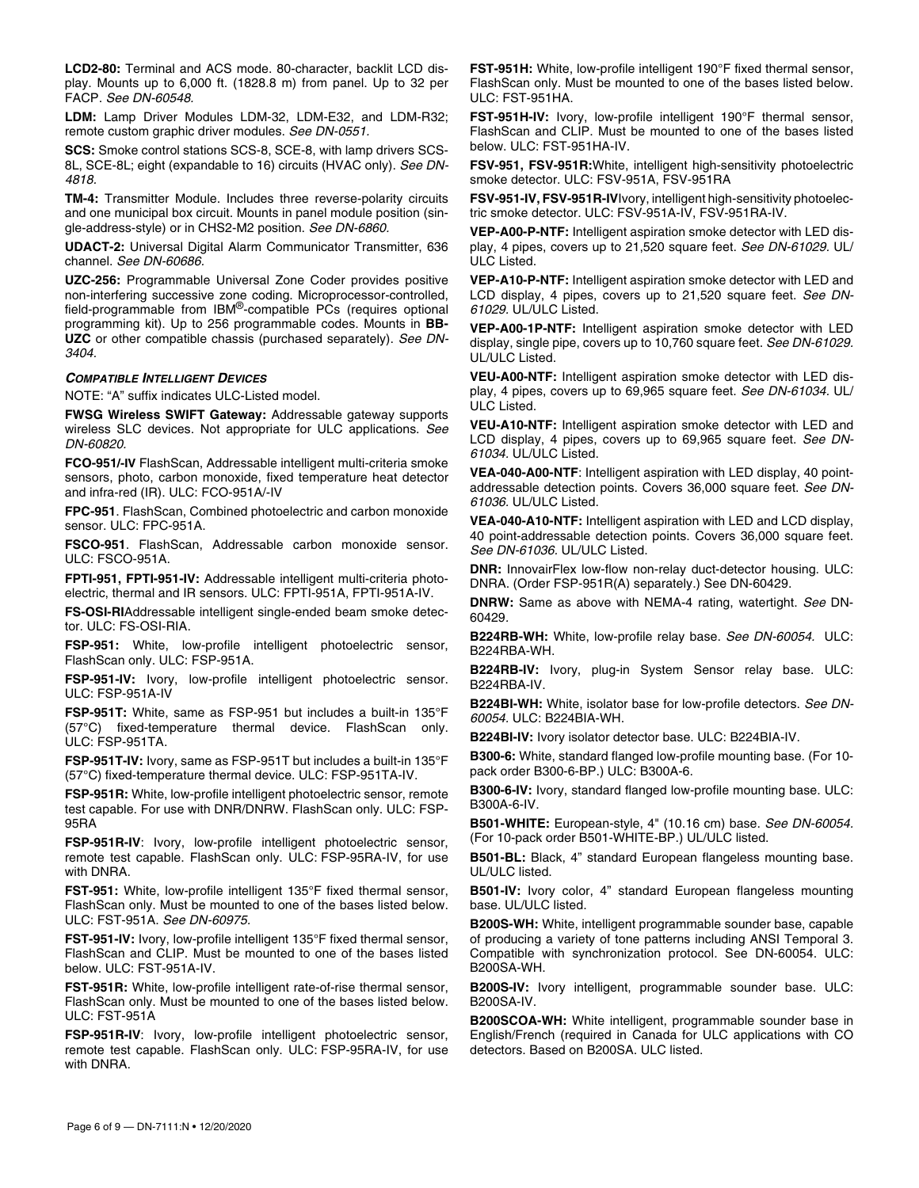**LCD2-80:** Terminal and ACS mode. 80-character, backlit LCD display. Mounts up to 6,000 ft. (1828.8 m) from panel. Up to 32 per FACP. *See DN-60548.*

**LDM:** Lamp Driver Modules LDM-32, LDM-E32, and LDM-R32; remote custom graphic driver modules. *See DN-0551.*

**SCS:** Smoke control stations SCS-8, SCE-8, with lamp drivers SCS-8L, SCE-8L; eight (expandable to 16) circuits (HVAC only). *See DN-4818.*

**TM-4:** Transmitter Module. Includes three reverse-polarity circuits and one municipal box circuit. Mounts in panel module position (single-address-style) or in CHS2-M2 position. *See DN-6860.*

**UDACT-2:** Universal Digital Alarm Communicator Transmitter, 636 channel. *See DN-60686.*

**UZC-256:** Programmable Universal Zone Coder provides positive non-interfering successive zone coding. Microprocessor-controlled, field-programmable from IBM®-compatible PCs (requires optional programming kit). Up to 256 programmable codes. Mounts in **BB-UZC** or other compatible chassis (purchased separately). *See DN-3404.*

### *COMPATIBLE INTELLIGENT DEVICES*

NOTE: "A" suffix indicates ULC-Listed model.

**FWSG Wireless SWIFT Gateway:** Addressable gateway supports wireless SLC devices. Not appropriate for ULC applications. *See DN-60820.*

**FCO-951/-IV** FlashScan, Addressable intelligent multi-criteria smoke sensors, photo, carbon monoxide, fixed temperature heat detector and infra-red (IR). ULC: FCO-951A/-IV

**FPC-951**. FlashScan, Combined photoelectric and carbon monoxide sensor. ULC: FPC-951A.

**FSCO-951**. FlashScan, Addressable carbon monoxide sensor. ULC: FSCO-951A.

**FPTI-951, FPTI-951-IV:** Addressable intelligent multi-criteria photoelectric, thermal and IR sensors. ULC: FPTI-951A, FPTI-951A-IV.

**FS-OSI-RI**Addressable intelligent single-ended beam smoke detector. ULC: FS-OSI-RIA.

**FSP-951:** White, low-profile intelligent photoelectric sensor, FlashScan only. ULC: FSP-951A.

**FSP-951-IV:** Ivory, low-profile intelligent photoelectric sensor. ULC: FSP-951A-IV

**FSP-951T:** White, same as FSP-951 but includes a built-in 135°F (57°C) fixed-temperature thermal device. FlashScan only. ULC: FSP-951TA.

**FSP-951T-IV:** Ivory, same as FSP-951T but includes a built-in 135°F (57°C) fixed-temperature thermal device. ULC: FSP-951TA-IV.

**FSP-951R:** White, low-profile intelligent photoelectric sensor, remote test capable. For use with DNR/DNRW. FlashScan only. ULC: FSP-95RA

**FSP-951R-IV**: Ivory, low-profile intelligent photoelectric sensor, remote test capable. FlashScan only. ULC: FSP-95RA-IV, for use with DNRA.

**FST-951:** White, low-profile intelligent 135°F fixed thermal sensor, FlashScan only. Must be mounted to one of the bases listed below. ULC: FST-951A. *See DN-60975.*

**FST-951-IV:** Ivory, low-profile intelligent 135°F fixed thermal sensor, FlashScan and CLIP. Must be mounted to one of the bases listed below. ULC: FST-951A-IV.

**FST-951R:** White, low-profile intelligent rate-of-rise thermal sensor, FlashScan only. Must be mounted to one of the bases listed below. ULC: FST-951A

**FSP-951R-IV**: Ivory, low-profile intelligent photoelectric sensor, remote test capable. FlashScan only. ULC: FSP-95RA-IV, for use with DNRA.

**FST-951H:** White, low-profile intelligent 190°F fixed thermal sensor, FlashScan only. Must be mounted to one of the bases listed below. ULC: FST-951HA.

**FST-951H-IV:** Ivory, low-profile intelligent 190°F thermal sensor, FlashScan and CLIP. Must be mounted to one of the bases listed below. ULC: FST-951HA-IV.

**FSV-951, FSV-951R:**White, intelligent high-sensitivity photoelectric smoke detector. ULC: FSV-951A, FSV-951RA

**FSV-951-IV, FSV-951R-IV**Ivory, intelligent high-sensitivity photoelectric smoke detector. ULC: FSV-951A-IV, FSV-951RA-IV.

**VEP-A00-P-NTF:** Intelligent aspiration smoke detector with LED display, 4 pipes, covers up to 21,520 square feet. *See DN-61029.* UL/ULC Listed.

**VEP-A10-P-NTF:** Intelligent aspiration smoke detector with LED and LCD display, 4 pipes, covers up to 21,520 square feet. *See DN-61029.* UL/ULC Listed.

**VEP-A00-1P-NTF:** Intelligent aspiration smoke detector with LED display, single pipe, covers up to 10,760 square feet. *See DN-61029.* UL/ULC Listed.

**VEU-A00-NTF:** Intelligent aspiration smoke detector with LED display, 4 pipes, covers up to 69,965 square feet. *See DN-61034.* UL/ULC Listed.

**VEU-A10-NTF:** Intelligent aspiration smoke detector with LED and LCD display, 4 pipes, covers up to 69,965 square feet. *See DN-61034.* UL/ULC Listed.

**VEA-040-A00-NTF**: Intelligent aspiration with LED display, 40 point-addressable detection points. Covers 36,000 square feet. *See DN-61036.* UL/ULC Listed.

**VEA-040-A10-NTF:** Intelligent aspiration with LED and LCD display, 40 point-addressable detection points. Covers 36,000 square feet. *See DN-61036.* UL/ULC Listed.

**DNR:** InnovairFlex low-flow non-relay duct-detector housing. ULC: DNRA. (Order FSP-951R(A) separately.) See DN-60429.

**DNRW:** Same as above with NEMA-4 rating, watertight. *See* DN-60429.

**B224RB-WH:** White, low-profile relay base. *See DN-60054.* ULC: B224RBA-WH.

**B224RB-IV:** Ivory, plug-in System Sensor relay base. ULC: B224RBA-IV.

**B224BI-WH:** White, isolator base for low-profile detectors. *See DN-60054.* ULC: B224BIA-WH.

**B224BI-IV:** Ivory isolator detector base. ULC: B224BIA-IV.

**B300-6:** White, standard flanged low-profile mounting base. (For 10-pack order B300-6-BP.) ULC: B300A-6.

**B300-6-IV:** Ivory, standard flanged low-profile mounting base. ULC: B300A-6-IV.

**B501-WHITE:** European-style, 4" (10.16 cm) base. *See DN-60054.* (For 10-pack order B501-WHITE-BP.) UL/ULC listed.

**B501-BL:** Black, 4" standard European flangeless mounting base. UL/ULC listed.

**B501-IV:** Ivory color, 4" standard European flangeless mounting base. UL/ULC listed.

**B200S-WH:** White, intelligent programmable sounder base, capable of producing a variety of tone patterns including ANSI Temporal 3. Compatible with synchronization protocol. See DN-60054. ULC: B200SA-WH.

**B200S-IV:** Ivory intelligent, programmable sounder base. ULC: B200SA-IV.

**B200SCOA-WH:** White intelligent, programmable sounder base in English/French (required in Canada for ULC applications with CO detectors. Based on B200SA. ULC listed.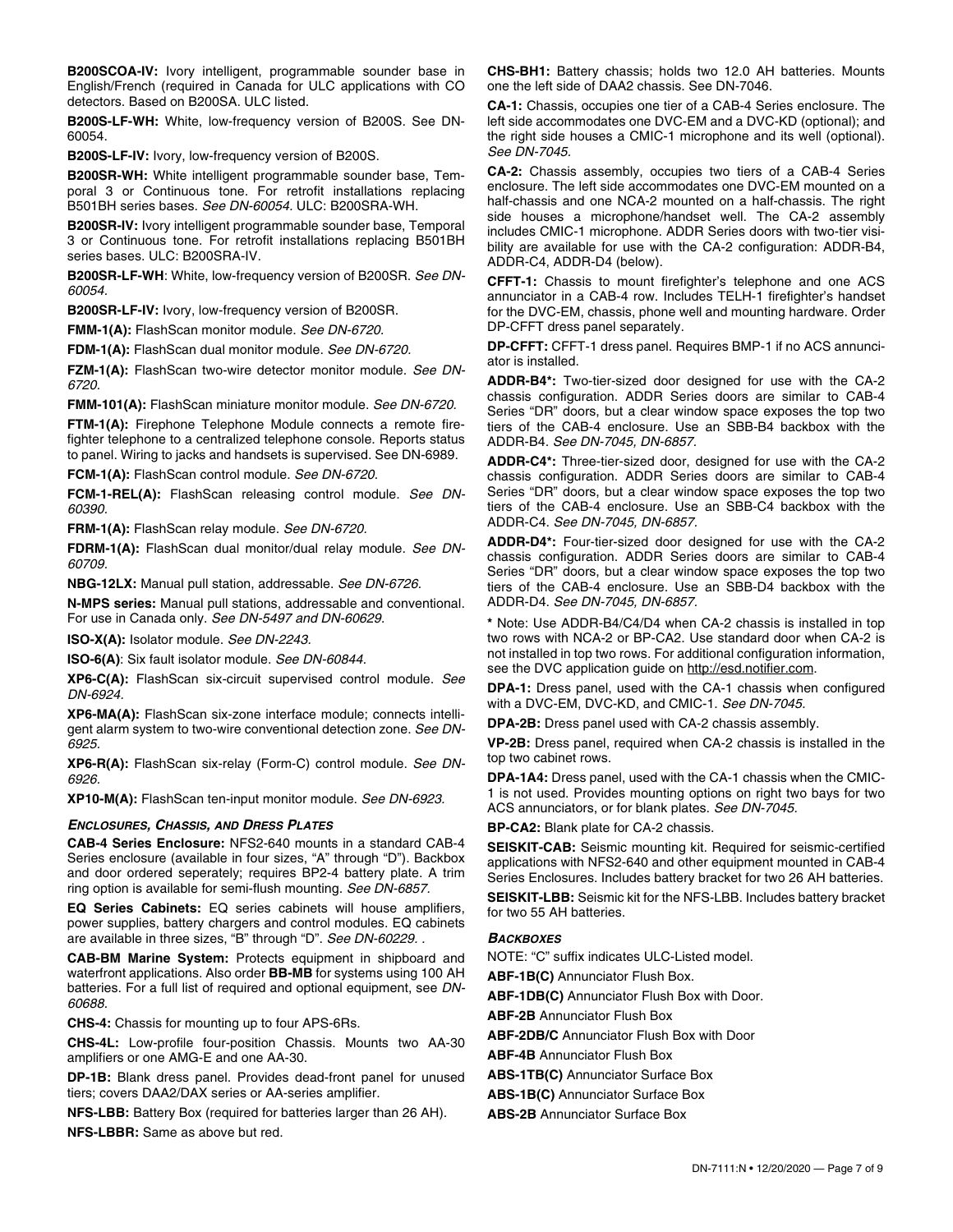**B200SCOA-IV:** Ivory intelligent, programmable sounder base in English/French (required in Canada for ULC applications with CO detectors. Based on B200SA. ULC listed.

**B200S-LF-WH:** White, low-frequency version of B200S. See DN-60054.

**B200S-LF-IV:** Ivory, low-frequency version of B200S.

**B200SR-WH:** White intelligent programmable sounder base, Temporal 3 or Continuous tone. For retrofit installations replacing B501BH series bases. *See DN-60054.* ULC: B200SRA-WH.

**B200SR-IV:** Ivory intelligent programmable sounder base, Temporal 3 or Continuous tone. For retrofit installations replacing B501BH series bases. ULC: B200SRA-IV.

**B200SR-LF-WH**: White, low-frequency version of B200SR. *See DN-60054.*

**B200SR-LF-IV:** Ivory, low-frequency version of B200SR.

**FMM-1(A):** FlashScan monitor module. *See DN-6720.*

**FDM-1(A):** FlashScan dual monitor module. *See DN-6720.*

**FZM-1(A):** FlashScan two-wire detector monitor module. *See DN-6720.*

**FMM-101(A):** FlashScan miniature monitor module. *See DN-6720.*

**FTM-1(A):** Firephone Telephone Module connects a remote firefighter telephone to a centralized telephone console. Reports status to panel. Wiring to jacks and handsets is supervised. See DN-6989.

**FCM-1(A):** FlashScan control module. *See DN-6720.*

**FCM-1-REL(A):** FlashScan releasing control module. *See DN-60390.*

**FRM-1(A):** FlashScan relay module. *See DN-6720.*

**FDRM-1(A):** FlashScan dual monitor/dual relay module. *See DN-60709.*

**NBG-12LX:** Manual pull station, addressable. *See DN-6726.*

**N-MPS series:** Manual pull stations, addressable and conventional. For use in Canada only. *See DN-5497 and DN-60629.*

**ISO-X(A):** Isolator module. *See DN-2243.*

**ISO-6(A)**: Six fault isolator module. *See DN-60844.*

**XP6-C(A):** FlashScan six-circuit supervised control module. *See DN-6924.*

**XP6-MA(A):** FlashScan six-zone interface module; connects intelligent alarm system to two-wire conventional detection zone. *See DN-6925.*

**XP6-R(A):** FlashScan six-relay (Form-C) control module. *See DN-6926.*

**XP10-M(A):** FlashScan ten-input monitor module. *See DN-6923.*

### *Enclosures, Chassis, and Dress Plates*

**CAB-4 Series Enclosure:** NFS2-640 mounts in a standard CAB-4 Series enclosure (available in four sizes, "A" through "D"). Backbox and door ordered seperately; requires BP2-4 battery plate. A trim ring option is available for semi-flush mounting. *See DN-6857.*

**EQ Series Cabinets:** EQ series cabinets will house amplifiers, power supplies, battery chargers and control modules. EQ cabinets are available in three sizes, "B" through "D". *See DN-60229. .*

**CAB-BM Marine System:** Protects equipment in shipboard and waterfront applications. Also order **BB-MB** for systems using 100 AH batteries. For a full list of required and optional equipment, see *DN-60688.*

**CHS-4:** Chassis for mounting up to four APS-6Rs.

**CHS-4L:** Low-profile four-position Chassis. Mounts two AA-30 amplifiers or one AMG-E and one AA-30.

**DP-1B:** Blank dress panel. Provides dead-front panel for unused tiers; covers DAA2/DAX series or AA-series amplifier.

**NFS-LBB:** Battery Box (required for batteries larger than 26 AH).

**NFS-LBBR:** Same as above but red.

**CHS-BH1:** Battery chassis; holds two 12.0 AH batteries. Mounts one the left side of DAA2 chassis. See DN-7046.

**CA-1:** Chassis, occupies one tier of a CAB-4 Series enclosure. The left side accommodates one DVC-EM and a DVC-KD (optional); and the right side houses a CMIC-1 microphone and its well (optional). *See DN-7045.*

**CA-2:** Chassis assembly, occupies two tiers of a CAB-4 Series enclosure. The left side accommodates one DVC-EM mounted on a half-chassis and one NCA-2 mounted on a half-chassis. The right side houses a microphone/handset well. The CA-2 assembly includes CMIC-1 microphone. ADDR Series doors with two-tier visibility are available for use with the CA-2 configuration: ADDR-B4, ADDR-C4, ADDR-D4 (below).

**CFFT-1:** Chassis to mount firefighter's telephone and one ACS annunciator in a CAB-4 row. Includes TELH-1 firefighter's handset for the DVC-EM, chassis, phone well and mounting hardware. Order DP-CFFT dress panel separately.

**DP-CFFT:** CFFT-1 dress panel. Requires BMP-1 if no ACS annunciator is installed.

**ADDR-B4*:** Two-tier-sized door designed for use with the CA-2 chassis configuration. ADDR Series doors are similar to CAB-4 Series "DR" doors, but a clear window space exposes the top two tiers of the CAB-4 enclosure. Use an SBB-B4 backbox with the ADDR-B4. *See DN-7045, DN-6857.*

**ADDR-C4*:** Three-tier-sized door, designed for use with the CA-2 chassis configuration. ADDR Series doors are similar to CAB-4 Series "DR" doors, but a clear window space exposes the top two tiers of the CAB-4 enclosure. Use an SBB-C4 backbox with the ADDR-C4. *See DN-7045, DN-6857.*

**ADDR-D4*:** Four-tier-sized door designed for use with the CA-2 chassis configuration. ADDR Series doors are similar to CAB-4 Series "DR" doors, but a clear window space exposes the top two tiers of the CAB-4 enclosure. Use an SBB-D4 backbox with the ADDR-D4. *See DN-7045, DN-6857.*

**\*** Note: Use ADDR-B4/C4/D4 when CA-2 chassis is installed in top two rows with NCA-2 or BP-CA2. Use standard door when CA-2 is not installed in top two rows. For additional configuration information, see the DVC application guide on http://esd.notifier.com.

**DPA-1:** Dress panel, used with the CA-1 chassis when configured with a DVC-EM, DVC-KD, and CMIC-1. *See DN-7045.*

**DPA-2B:** Dress panel used with CA-2 chassis assembly.

**VP-2B:** Dress panel, required when CA-2 chassis is installed in the top two cabinet rows.

**DPA-1A4:** Dress panel, used with the CA-1 chassis when the CMIC-1 is not used. Provides mounting options on right two bays for two ACS annunciators, or for blank plates. *See DN-7045.*

**BP-CA2:** Blank plate for CA-2 chassis.

**SEISKIT-CAB:** Seismic mounting kit. Required for seismic-certified applications with NFS2-640 and other equipment mounted in CAB-4 Series Enclosures. Includes battery bracket for two 26 AH batteries.

**SEISKIT-LBB:** Seismic kit for the NFS-LBB. Includes battery bracket for two 55 AH batteries.

### *Backboxes*

NOTE: "C" suffix indicates ULC-Listed model.

**ABF-1B(C)** Annunciator Flush Box.

**ABF-1DB(C)** Annunciator Flush Box with Door.

**ABF-2B** Annunciator Flush Box

**ABF-2DB/C** Annunciator Flush Box with Door

**ABF-4B** Annunciator Flush Box

**ABS-1TB(C)** Annunciator Surface Box

**ABS-1B(C)** Annunciator Surface Box

**ABS-2B** Annunciator Surface Box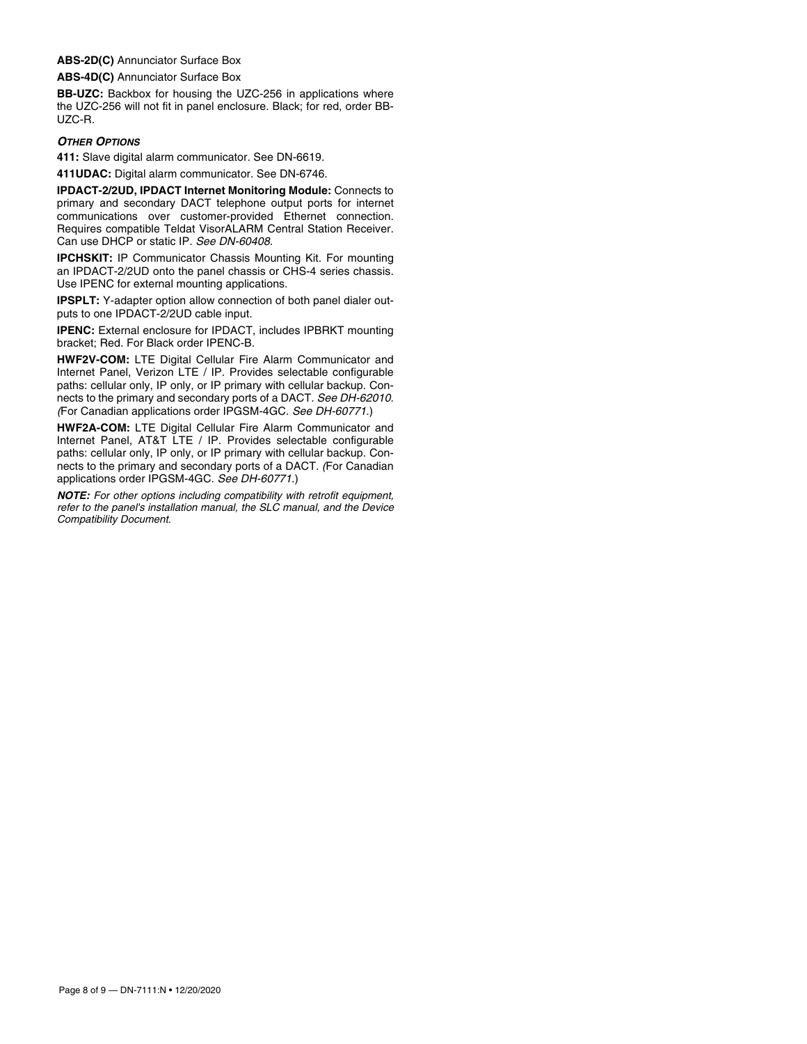**ABS-2D(C)** Annunciator Surface Box

**ABS-4D(C)** Annunciator Surface Box

**BB-UZC:** Backbox for housing the UZC-256 in applications where the UZC-256 will not fit in panel enclosure. Black; for red, order BB-UZC-R.

### *OTHER OPTIONS*

**411:** Slave digital alarm communicator. See DN-6619.

**411UDAC:** Digital alarm communicator. See DN-6746.

**IPDACT-2/2UD, IPDACT Internet Monitoring Module:** Connects to primary and secondary DACT telephone output ports for internet communications over customer-provided Ethernet connection. Requires compatible Teldat VisorALARM Central Station Receiver. Can use DHCP or static IP. *See DN-60408.*

**IPCHSKIT:** IP Communicator Chassis Mounting Kit. For mounting an IPDACT-2/2UD onto the panel chassis or CHS-4 series chassis. Use IPENC for external mounting applications.

**IPSPLT:** Y-adapter option allow connection of both panel dialer outputs to one IPDACT-2/2UD cable input.

**IPENC:** External enclosure for IPDACT, includes IPBRKT mounting bracket; Red. For Black order IPENC-B.

**HWF2V-COM:** LTE Digital Cellular Fire Alarm Communicator and Internet Panel, Verizon LTE / IP. Provides selectable configurable paths: cellular only, IP only, or IP primary with cellular backup. Connects to the primary and secondary ports of a DACT. *See DH-62010. (*For Canadian applications order IPGSM-4GC. *See DH-60771*.)

**HWF2A-COM:** LTE Digital Cellular Fire Alarm Communicator and Internet Panel, AT&T LTE / IP. Provides selectable configurable paths: cellular only, IP only, or IP primary with cellular backup. Connects to the primary and secondary ports of a DACT. *(*For Canadian applications order IPGSM-4GC. *See DH-60771*.)

***NOTE:*** *For other options including compatibility with retrofit equipment, refer to the panel's installation manual, the SLC manual, and the Device Compatibility Document.*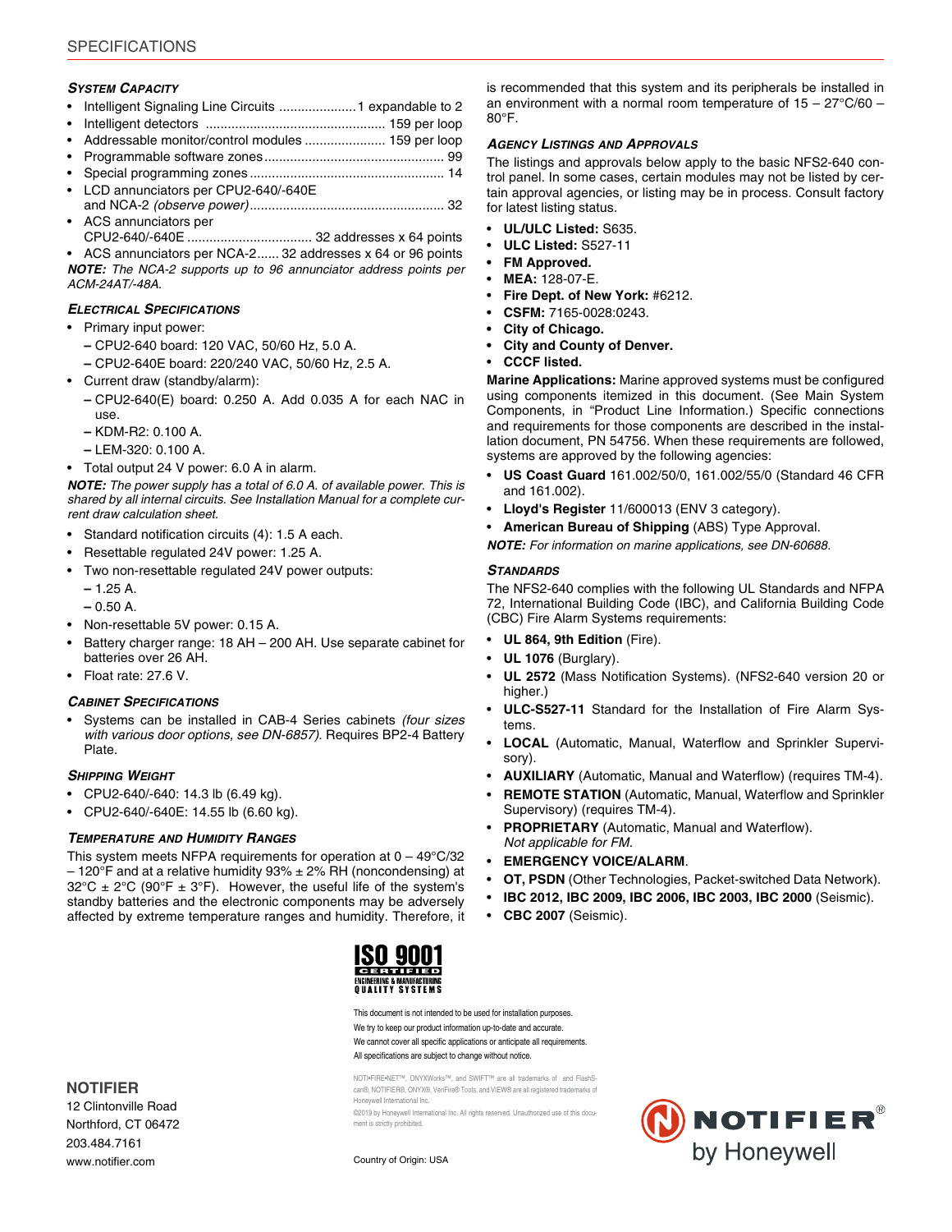## SPECIFICATIONS

### *System Capacity*

- Intelligent Signaling Line Circuits .....................1 expandable to 2
- Intelligent detectors ................................................ 159 per loop
- Addressable monitor/control modules ...................... 159 per loop
- Programmable software zones................................................ 99
- Special programming zones .................................................... 14
- LCD annunciators per CPU2-640/-640E and NCA-2 *(observe power)*.................................................... 32
- ACS annunciators per CPU2-640/-640E .................................. 32 addresses x 64 points
- ACS annunciators per NCA-2...... 32 addresses x 64 or 96 points

***NOTE:*** *The NCA-2 supports up to 96 annunciator address points per ACM-24AT/-48A.*

### *Electrical Specifications*

- Primary input power:
  - CPU2-640 board: 120 VAC, 50/60 Hz, 5.0 A.
  - CPU2-640E board: 220/240 VAC, 50/60 Hz, 2.5 A.
- Current draw (standby/alarm):
  - CPU2-640(E) board: 0.250 A. Add 0.035 A for each NAC in use.
  - KDM-R2: 0.100 A.
  - LEM-320: 0.100 A.
- Total output 24 V power: 6.0 A in alarm.

***NOTE:*** *The power supply has a total of 6.0 A. of available power. This is shared by all internal circuits. See Installation Manual for a complete current draw calculation sheet.*

- Standard notification circuits (4): 1.5 A each.
- Resettable regulated 24V power: 1.25 A.
- Two non-resettable regulated 24V power outputs:
  - 1.25 A.
  - 0.50 A.
- Non-resettable 5V power: 0.15 A.
- Battery charger range: 18 AH – 200 AH. Use separate cabinet for batteries over 26 AH.
- Float rate: 27.6 V.

### *Cabinet Specifications*

- Systems can be installed in CAB-4 Series cabinets *(four sizes with various door options, see DN-6857)*. Requires BP2-4 Battery Plate.

### *Shipping Weight*

- CPU2-640/-640: 14.3 lb (6.49 kg).
- CPU2-640/-640E: 14.55 lb (6.60 kg).

### *Temperature and Humidity Ranges*

This system meets NFPA requirements for operation at 0 – 49°C/32 – 120°F and at a relative humidity 93% ± 2% RH (noncondensing) at 32°C ± 2°C (90°F ± 3°F). However, the useful life of the system's standby batteries and the electronic components may be adversely affected by extreme temperature ranges and humidity. Therefore, it is recommended that this system and its peripherals be installed in an environment with a normal room temperature of 15 – 27°C/60 – 80°F.

### *Agency Listings and Approvals*

The listings and approvals below apply to the basic NFS2-640 control panel. In some cases, certain modules may not be listed by certain approval agencies, or listing may be in process. Consult factory for latest listing status.

- **UL/ULC Listed:** S635.
- **ULC Listed:** S527-11
- **FM Approved.**
- **MEA:** 128-07-E.
- **Fire Dept. of New York:** #6212.
- **CSFM:** 7165-0028:0243.
- **City of Chicago.**
- **City and County of Denver.**
- **CCCF listed.**

**Marine Applications:** Marine approved systems must be configured using components itemized in this document. (See Main System Components, in "Product Line Information.) Specific connections and requirements for those components are described in the installation document, PN 54756. When these requirements are followed, systems are approved by the following agencies:

- **US Coast Guard** 161.002/50/0, 161.002/55/0 (Standard 46 CFR and 161.002).
- **Lloyd's Register** 11/600013 (ENV 3 category).
- **American Bureau of Shipping** (ABS) Type Approval.

***NOTE:*** *For information on marine applications, see DN-60688.*

### *Standards*

The NFS2-640 complies with the following UL Standards and NFPA 72, International Building Code (IBC), and California Building Code (CBC) Fire Alarm Systems requirements:

- **UL 864, 9th Edition** (Fire).
- **UL 1076** (Burglary).
- **UL 2572** (Mass Notification Systems). (NFS2-640 version 20 or higher.)
- **ULC-S527-11** Standard for the Installation of Fire Alarm Systems.
- **LOCAL** (Automatic, Manual, Waterflow and Sprinkler Supervisory).
- **AUXILIARY** (Automatic, Manual and Waterflow) (requires TM-4).
- **REMOTE STATION** (Automatic, Manual, Waterflow and Sprinkler Supervisory) (requires TM-4).
- **PROPRIETARY** (Automatic, Manual and Waterflow). *Not applicable for FM.*
- **EMERGENCY VOICE/ALARM**.
- **OT, PSDN** (Other Technologies, Packet-switched Data Network).
- **IBC 2012, IBC 2009, IBC 2006, IBC 2003, IBC 2000** (Seismic).
- **CBC 2007** (Seismic).

ISO 9001 CERTIFIED ENGINEERING & MANUFACTURING QUALITY SYSTEMS

This document is not intended to be used for installation purposes.
We try to keep our product information up-to-date and accurate.
We cannot cover all specific applications or anticipate all requirements.
All specifications are subject to change without notice.

NOTI•FIRE•NET™, ONYXWorks™, and SWIFT™ are all trademarks of and FlashScan®, NOTIFIER®, ONYX®, VeriFire® Tools, and VIEW® are all registered trademarks of Honeywell International Inc.
©2019 by Honeywell International Inc. All rights reserved. Unauthorized use of this document is strictly prohibited.

Country of Origin: USA

**NOTIFIER**
12 Clintonville Road
Northford, CT 06472
203.484.7161
www.notifier.com

NOTIFIER® by Honeywell